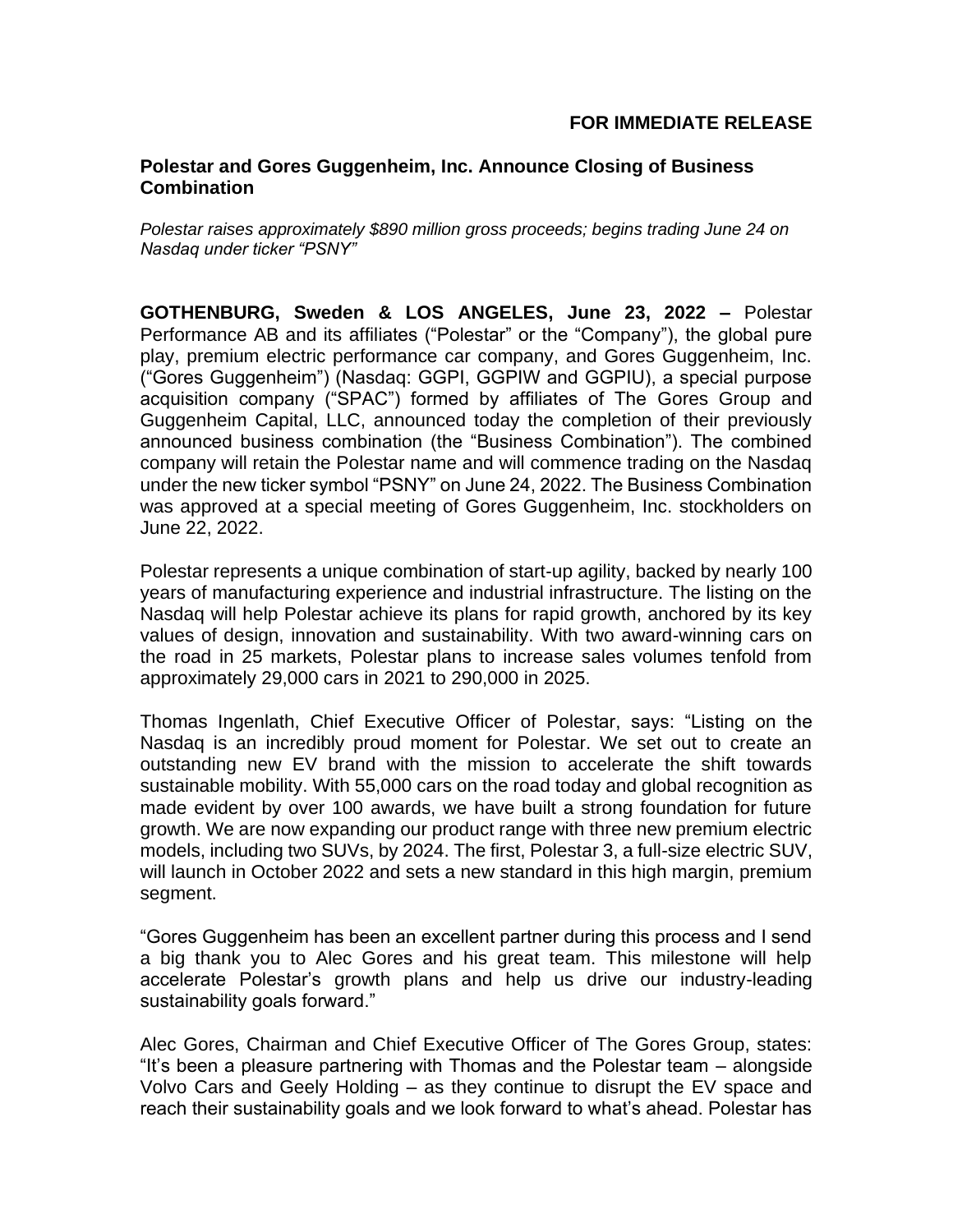**FOR IMMEDIATE RELEASE**

## Polestar and Gores Guggenheim, Inc. Announce Closing of Business Combination

*Polestar raises approximately $890 million gross proceeds; begins trading June 24 on Nasdaq under ticker "PSNY"*

**GOTHENBURG, Sweden & LOS ANGELES, June 23, 2022 –** Polestar Performance AB and its affiliates ("Polestar" or the "Company"), the global pure play, premium electric performance car company, and Gores Guggenheim, Inc. ("Gores Guggenheim") (Nasdaq: GGPI, GGPIW and GGPIU), a special purpose acquisition company ("SPAC") formed by affiliates of The Gores Group and Guggenheim Capital, LLC, announced today the completion of their previously announced business combination (the "Business Combination"). The combined company will retain the Polestar name and will commence trading on the Nasdaq under the new ticker symbol "PSNY" on June 24, 2022. The Business Combination was approved at a special meeting of Gores Guggenheim, Inc. stockholders on June 22, 2022.

Polestar represents a unique combination of start-up agility, backed by nearly 100 years of manufacturing experience and industrial infrastructure. The listing on the Nasdaq will help Polestar achieve its plans for rapid growth, anchored by its key values of design, innovation and sustainability. With two award-winning cars on the road in 25 markets, Polestar plans to increase sales volumes tenfold from approximately 29,000 cars in 2021 to 290,000 in 2025.

Thomas Ingenlath, Chief Executive Officer of Polestar, says: "Listing on the Nasdaq is an incredibly proud moment for Polestar. We set out to create an outstanding new EV brand with the mission to accelerate the shift towards sustainable mobility. With 55,000 cars on the road today and global recognition as made evident by over 100 awards, we have built a strong foundation for future growth. We are now expanding our product range with three new premium electric models, including two SUVs, by 2024. The first, Polestar 3, a full-size electric SUV, will launch in October 2022 and sets a new standard in this high margin, premium segment.

"Gores Guggenheim has been an excellent partner during this process and I send a big thank you to Alec Gores and his great team. This milestone will help accelerate Polestar's growth plans and help us drive our industry-leading sustainability goals forward."

Alec Gores, Chairman and Chief Executive Officer of The Gores Group, states: "It's been a pleasure partnering with Thomas and the Polestar team – alongside Volvo Cars and Geely Holding – as they continue to disrupt the EV space and reach their sustainability goals and we look forward to what's ahead. Polestar has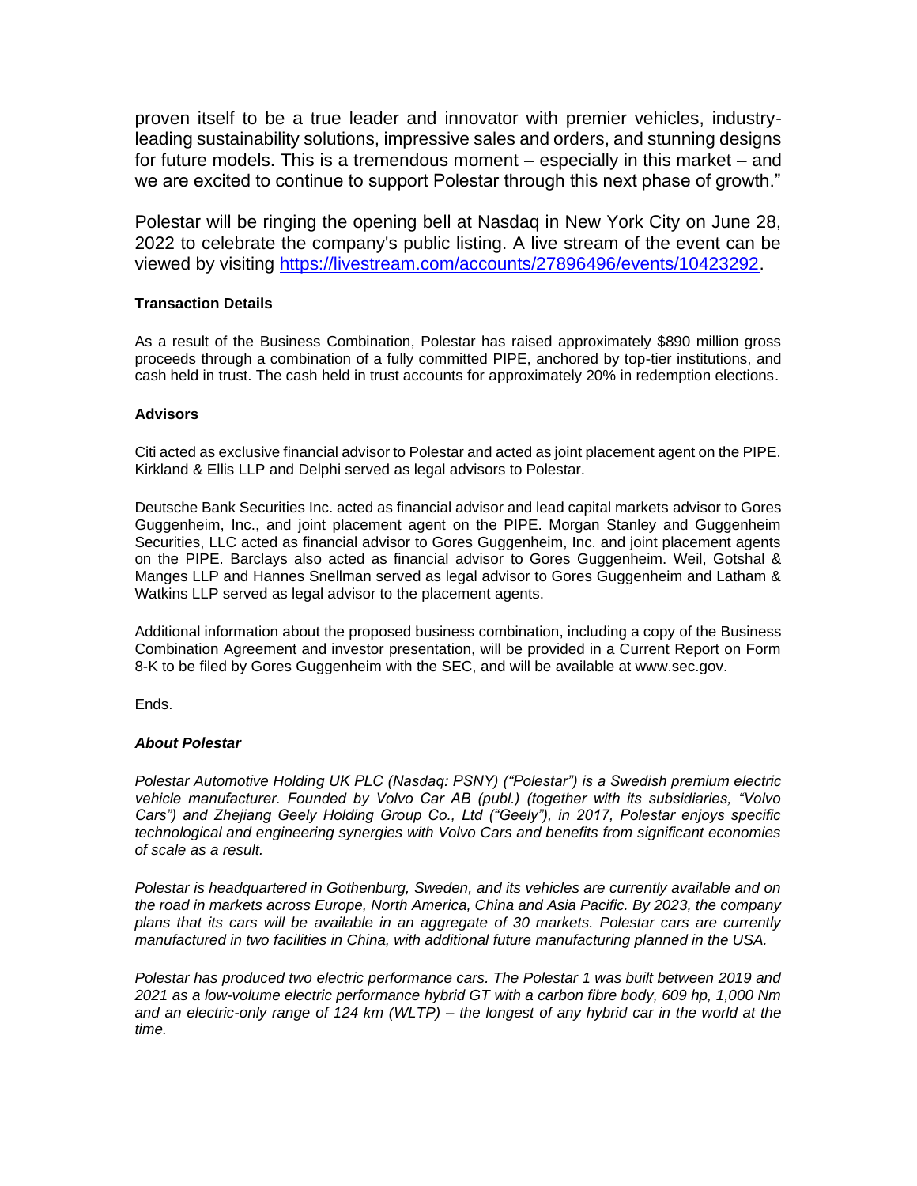proven itself to be a true leader and innovator with premier vehicles, industry-leading sustainability solutions, impressive sales and orders, and stunning designs for future models. This is a tremendous moment – especially in this market – and we are excited to continue to support Polestar through this next phase of growth."

Polestar will be ringing the opening bell at Nasdaq in New York City on June 28, 2022 to celebrate the company's public listing. A live stream of the event can be viewed by visiting [https://livestream.com/accounts/27896496/events/10423292](https://livestream.com/accounts/27896496/events/10423292).

**Transaction Details**

As a result of the Business Combination, Polestar has raised approximately $890 million gross proceeds through a combination of a fully committed PIPE, anchored by top-tier institutions, and cash held in trust. The cash held in trust accounts for approximately 20% in redemption elections.

**Advisors**

Citi acted as exclusive financial advisor to Polestar and acted as joint placement agent on the PIPE. Kirkland & Ellis LLP and Delphi served as legal advisors to Polestar.

Deutsche Bank Securities Inc. acted as financial advisor and lead capital markets advisor to Gores Guggenheim, Inc., and joint placement agent on the PIPE. Morgan Stanley and Guggenheim Securities, LLC acted as financial advisor to Gores Guggenheim, Inc. and joint placement agents on the PIPE. Barclays also acted as financial advisor to Gores Guggenheim. Weil, Gotshal & Manges LLP and Hannes Snellman served as legal advisor to Gores Guggenheim and Latham & Watkins LLP served as legal advisor to the placement agents.

Additional information about the proposed business combination, including a copy of the Business Combination Agreement and investor presentation, will be provided in a Current Report on Form 8-K to be filed by Gores Guggenheim with the SEC, and will be available at www.sec.gov.

Ends.

***About Polestar***

*Polestar Automotive Holding UK PLC (Nasdaq: PSNY) ("Polestar") is a Swedish premium electric vehicle manufacturer. Founded by Volvo Car AB (publ.) (together with its subsidiaries, "Volvo Cars") and Zhejiang Geely Holding Group Co., Ltd ("Geely"), in 2017, Polestar enjoys specific technological and engineering synergies with Volvo Cars and benefits from significant economies of scale as a result.*

*Polestar is headquartered in Gothenburg, Sweden, and its vehicles are currently available and on the road in markets across Europe, North America, China and Asia Pacific. By 2023, the company plans that its cars will be available in an aggregate of 30 markets. Polestar cars are currently manufactured in two facilities in China, with additional future manufacturing planned in the USA.*

*Polestar has produced two electric performance cars. The Polestar 1 was built between 2019 and 2021 as a low-volume electric performance hybrid GT with a carbon fibre body, 609 hp, 1,000 Nm and an electric-only range of 124 km (WLTP) – the longest of any hybrid car in the world at the time.*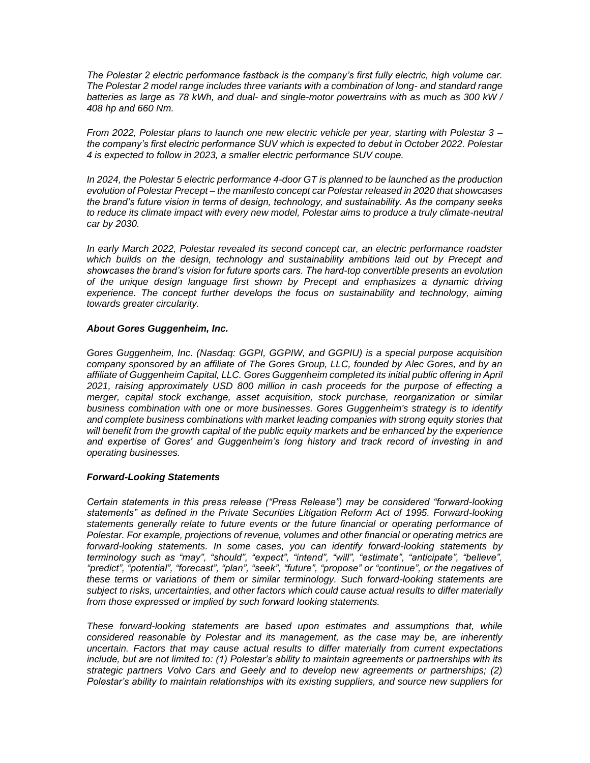*The Polestar 2 electric performance fastback is the company's first fully electric, high volume car. The Polestar 2 model range includes three variants with a combination of long- and standard range batteries as large as 78 kWh, and dual- and single-motor powertrains with as much as 300 kW / 408 hp and 660 Nm.*

*From 2022, Polestar plans to launch one new electric vehicle per year, starting with Polestar 3 – the company's first electric performance SUV which is expected to debut in October 2022. Polestar 4 is expected to follow in 2023, a smaller electric performance SUV coupe.*

*In 2024, the Polestar 5 electric performance 4-door GT is planned to be launched as the production evolution of Polestar Precept – the manifesto concept car Polestar released in 2020 that showcases the brand's future vision in terms of design, technology, and sustainability. As the company seeks to reduce its climate impact with every new model, Polestar aims to produce a truly climate-neutral car by 2030.*

*In early March 2022, Polestar revealed its second concept car, an electric performance roadster which builds on the design, technology and sustainability ambitions laid out by Precept and showcases the brand's vision for future sports cars. The hard-top convertible presents an evolution of the unique design language first shown by Precept and emphasizes a dynamic driving experience. The concept further develops the focus on sustainability and technology, aiming towards greater circularity.*

***About Gores Guggenheim, Inc.***

*Gores Guggenheim, Inc. (Nasdaq: GGPI, GGPIW, and GGPIU) is a special purpose acquisition company sponsored by an affiliate of The Gores Group, LLC, founded by Alec Gores, and by an affiliate of Guggenheim Capital, LLC. Gores Guggenheim completed its initial public offering in April 2021, raising approximately USD 800 million in cash proceeds for the purpose of effecting a merger, capital stock exchange, asset acquisition, stock purchase, reorganization or similar business combination with one or more businesses. Gores Guggenheim's strategy is to identify and complete business combinations with market leading companies with strong equity stories that will benefit from the growth capital of the public equity markets and be enhanced by the experience and expertise of Gores' and Guggenheim's long history and track record of investing in and operating businesses.*

***Forward-Looking Statements***

*Certain statements in this press release ("Press Release") may be considered "forward-looking statements" as defined in the Private Securities Litigation Reform Act of 1995. Forward-looking statements generally relate to future events or the future financial or operating performance of Polestar. For example, projections of revenue, volumes and other financial or operating metrics are forward-looking statements. In some cases, you can identify forward-looking statements by terminology such as "may", "should", "expect", "intend", "will", "estimate", "anticipate", "believe", "predict", "potential", "forecast", "plan", "seek", "future", "propose" or "continue", or the negatives of these terms or variations of them or similar terminology. Such forward-looking statements are subject to risks, uncertainties, and other factors which could cause actual results to differ materially from those expressed or implied by such forward looking statements.*

*These forward-looking statements are based upon estimates and assumptions that, while considered reasonable by Polestar and its management, as the case may be, are inherently uncertain. Factors that may cause actual results to differ materially from current expectations include, but are not limited to: (1) Polestar's ability to maintain agreements or partnerships with its strategic partners Volvo Cars and Geely and to develop new agreements or partnerships; (2) Polestar's ability to maintain relationships with its existing suppliers, and source new suppliers for*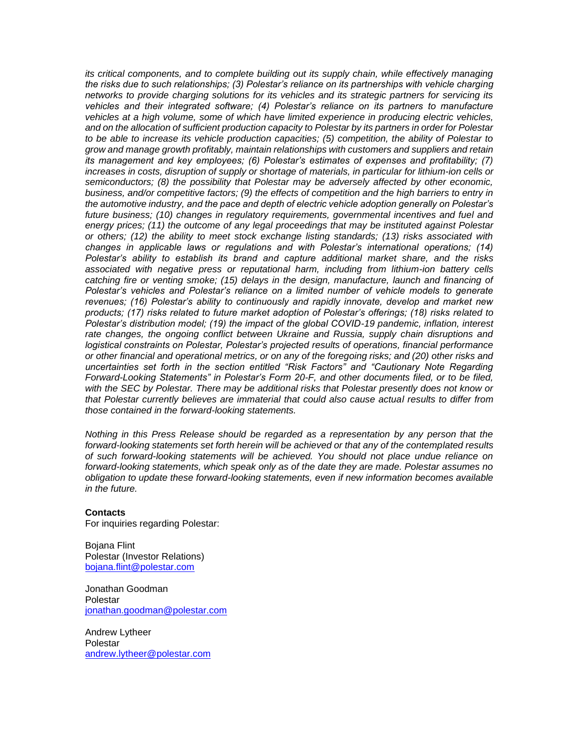*its critical components, and to complete building out its supply chain, while effectively managing the risks due to such relationships; (3) Polestar's reliance on its partnerships with vehicle charging networks to provide charging solutions for its vehicles and its strategic partners for servicing its vehicles and their integrated software; (4) Polestar's reliance on its partners to manufacture vehicles at a high volume, some of which have limited experience in producing electric vehicles, and on the allocation of sufficient production capacity to Polestar by its partners in order for Polestar to be able to increase its vehicle production capacities; (5) competition, the ability of Polestar to grow and manage growth profitably, maintain relationships with customers and suppliers and retain its management and key employees; (6) Polestar's estimates of expenses and profitability; (7) increases in costs, disruption of supply or shortage of materials, in particular for lithium-ion cells or semiconductors; (8) the possibility that Polestar may be adversely affected by other economic, business, and/or competitive factors; (9) the effects of competition and the high barriers to entry in the automotive industry, and the pace and depth of electric vehicle adoption generally on Polestar's future business; (10) changes in regulatory requirements, governmental incentives and fuel and energy prices; (11) the outcome of any legal proceedings that may be instituted against Polestar or others; (12) the ability to meet stock exchange listing standards; (13) risks associated with changes in applicable laws or regulations and with Polestar's international operations; (14) Polestar's ability to establish its brand and capture additional market share, and the risks associated with negative press or reputational harm, including from lithium-ion battery cells catching fire or venting smoke; (15) delays in the design, manufacture, launch and financing of Polestar's vehicles and Polestar's reliance on a limited number of vehicle models to generate revenues; (16) Polestar's ability to continuously and rapidly innovate, develop and market new products; (17) risks related to future market adoption of Polestar's offerings; (18) risks related to Polestar's distribution model; (19) the impact of the global COVID-19 pandemic, inflation, interest rate changes, the ongoing conflict between Ukraine and Russia, supply chain disruptions and logistical constraints on Polestar, Polestar's projected results of operations, financial performance or other financial and operational metrics, or on any of the foregoing risks; and (20) other risks and uncertainties set forth in the section entitled "Risk Factors" and "Cautionary Note Regarding Forward-Looking Statements" in Polestar's Form 20-F, and other documents filed, or to be filed, with the SEC by Polestar. There may be additional risks that Polestar presently does not know or that Polestar currently believes are immaterial that could also cause actual results to differ from those contained in the forward-looking statements.*

*Nothing in this Press Release should be regarded as a representation by any person that the forward-looking statements set forth herein will be achieved or that any of the contemplated results of such forward-looking statements will be achieved. You should not place undue reliance on forward-looking statements, which speak only as of the date they are made. Polestar assumes no obligation to update these forward-looking statements, even if new information becomes available in the future.*

**Contacts**

For inquiries regarding Polestar:

Bojana Flint
Polestar (Investor Relations)
bojana.flint@polestar.com

Jonathan Goodman
Polestar
jonathan.goodman@polestar.com

Andrew Lytheer
Polestar
andrew.lytheer@polestar.com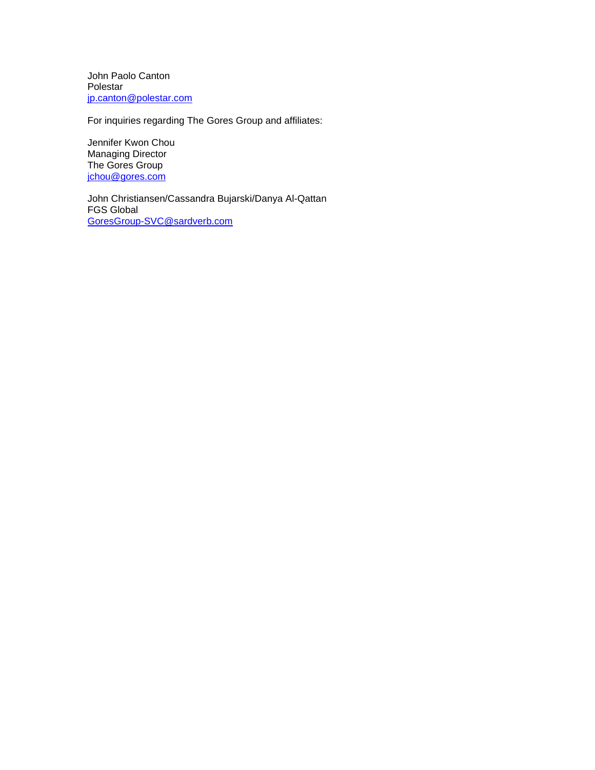John Paolo Canton
Polestar
jp.canton@polestar.com

For inquiries regarding The Gores Group and affiliates:

Jennifer Kwon Chou
Managing Director
The Gores Group
jchou@gores.com

John Christiansen/Cassandra Bujarski/Danya Al-Qattan
FGS Global
GoresGroup-SVC@sardverb.com